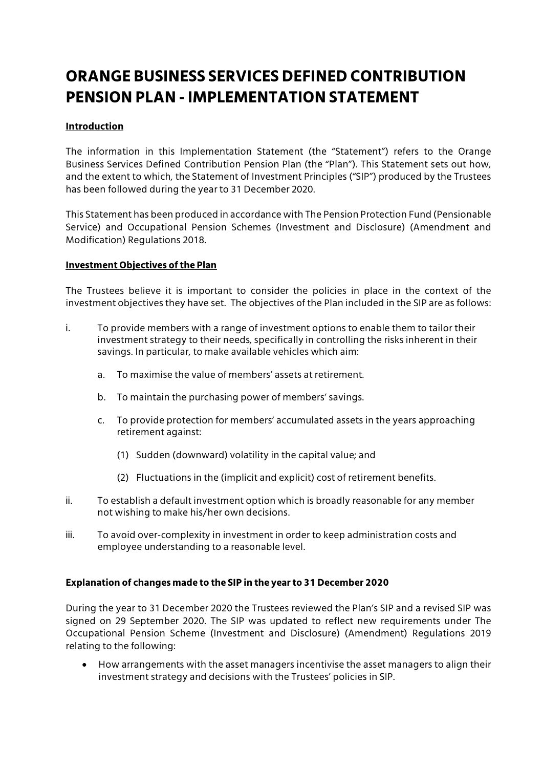# ORANGE BUSINESS SERVICES DEFINED CONTRIBUTION PENSION PLAN - IMPLEMENTATION STATEMENT

**Introduction**

The information in this Implementation Statement (the "Statement") refers to the Orange Business Services Defined Contribution Pension Plan (the "Plan"). This Statement sets out how, and the extent to which, the Statement of Investment Principles ("SIP") produced by the Trustees has been followed during the year to 31 December 2020.

This Statement has been produced in accordance with The Pension Protection Fund (Pensionable Service) and Occupational Pension Schemes (Investment and Disclosure) (Amendment and Modification) Regulations 2018.

**Investment Objectives of the Plan**

The Trustees believe it is important to consider the policies in place in the context of the investment objectives they have set. The objectives of the Plan included in the SIP are as follows:

i. To provide members with a range of investment options to enable them to tailor their investment strategy to their needs, specifically in controlling the risks inherent in their savings. In particular, to make available vehicles which aim:

   a. To maximise the value of members' assets at retirement.

   b. To maintain the purchasing power of members' savings.

   c. To provide protection for members' accumulated assets in the years approaching retirement against:

      (1) Sudden (downward) volatility in the capital value; and

      (2) Fluctuations in the (implicit and explicit) cost of retirement benefits.

ii. To establish a default investment option which is broadly reasonable for any member not wishing to make his/her own decisions.

iii. To avoid over-complexity in investment in order to keep administration costs and employee understanding to a reasonable level.

**Explanation of changes made to the SIP in the year to 31 December 2020**

During the year to 31 December 2020 the Trustees reviewed the Plan's SIP and a revised SIP was signed on 29 September 2020. The SIP was updated to reflect new requirements under The Occupational Pension Scheme (Investment and Disclosure) (Amendment) Regulations 2019 relating to the following:

- How arrangements with the asset managers incentivise the asset managers to align their investment strategy and decisions with the Trustees' policies in SIP.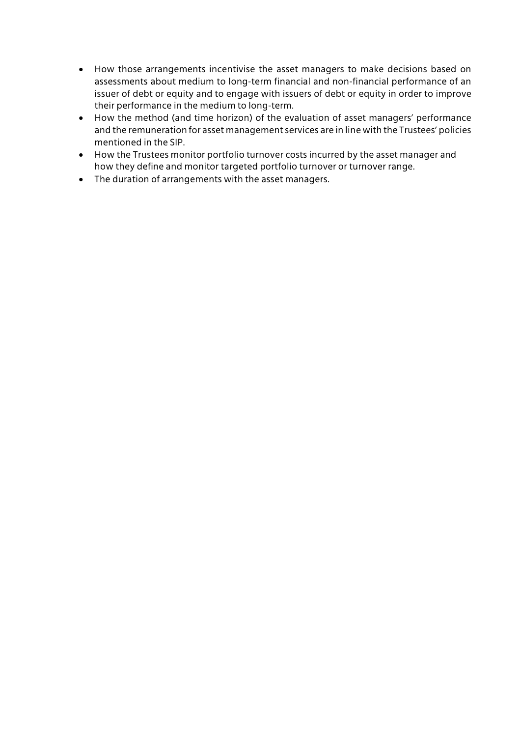- How those arrangements incentivise the asset managers to make decisions based on assessments about medium to long-term financial and non-financial performance of an issuer of debt or equity and to engage with issuers of debt or equity in order to improve their performance in the medium to long-term.
- How the method (and time horizon) of the evaluation of asset managers' performance and the remuneration for asset management services are in line with the Trustees' policies mentioned in the SIP.
- How the Trustees monitor portfolio turnover costs incurred by the asset manager and how they define and monitor targeted portfolio turnover or turnover range.
- The duration of arrangements with the asset managers.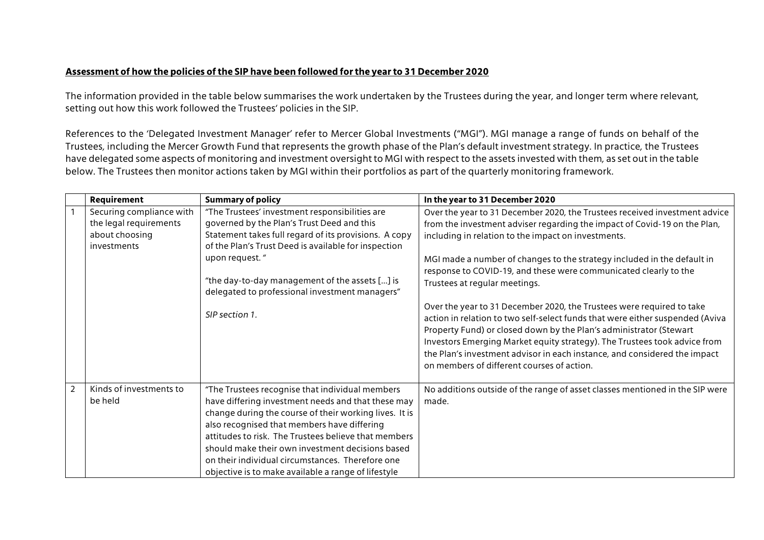**Assessment of how the policies of the SIP have been followed for the year to 31 December 2020**

The information provided in the table below summarises the work undertaken by the Trustees during the year, and longer term where relevant, setting out how this work followed the Trustees' policies in the SIP.

References to the 'Delegated Investment Manager' refer to Mercer Global Investments ("MGI"). MGI manage a range of funds on behalf of the Trustees, including the Mercer Growth Fund that represents the growth phase of the Plan's default investment strategy. In practice, the Trustees have delegated some aspects of monitoring and investment oversight to MGI with respect to the assets invested with them, as set out in the table below. The Trustees then monitor actions taken by MGI within their portfolios as part of the quarterly monitoring framework.

| | Requirement | Summary of policy | In the year to 31 December 2020 |
|---|---|---|---|
| 1 | Securing compliance with the legal requirements about choosing investments | "The Trustees' investment responsibilities are governed by the Plan's Trust Deed and this Statement takes full regard of its provisions. A copy of the Plan's Trust Deed is available for inspection upon request. "<br><br>"the day-to-day management of the assets [...] is delegated to professional investment managers"<br><br>*SIP section 1.* | Over the year to 31 December 2020, the Trustees received investment advice from the investment adviser regarding the impact of Covid-19 on the Plan, including in relation to the impact on investments.<br><br>MGI made a number of changes to the strategy included in the default in response to COVID-19, and these were communicated clearly to the Trustees at regular meetings.<br><br>Over the year to 31 December 2020, the Trustees were required to take action in relation to two self-select funds that were either suspended (Aviva Property Fund) or closed down by the Plan's administrator (Stewart Investors Emerging Market equity strategy). The Trustees took advice from the Plan's investment advisor in each instance, and considered the impact on members of different courses of action. |
| 2 | Kinds of investments to be held | "The Trustees recognise that individual members have differing investment needs and that these may change during the course of their working lives. It is also recognised that members have differing attitudes to risk. The Trustees believe that members should make their own investment decisions based on their individual circumstances. Therefore one objective is to make available a range of lifestyle | No additions outside of the range of asset classes mentioned in the SIP were made. |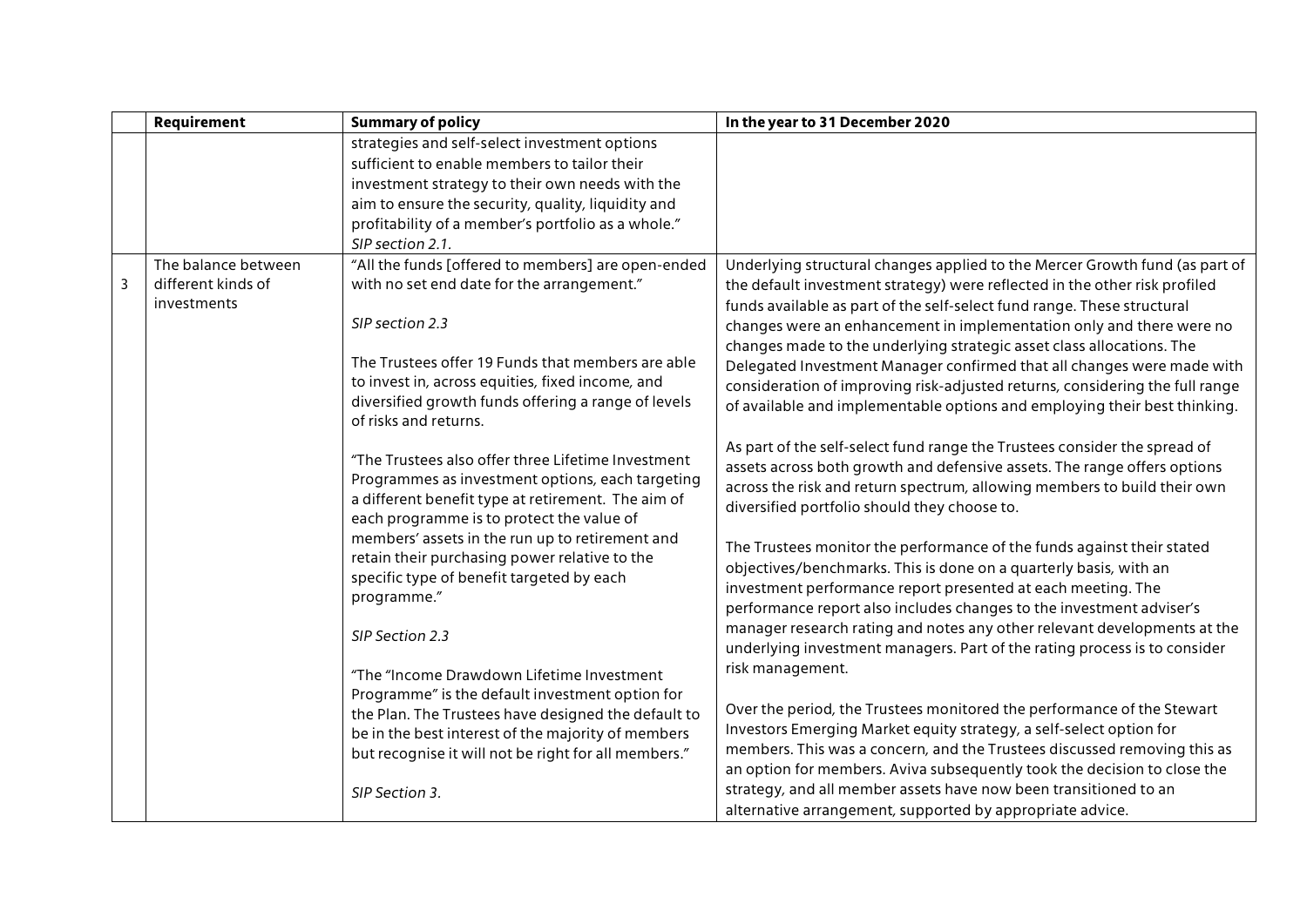| | Requirement | Summary of policy | In the year to 31 December 2020 |
|---|---|---|---|
| | | strategies and self-select investment options sufficient to enable members to tailor their investment strategy to their own needs with the aim to ensure the security, quality, liquidity and profitability of a member's portfolio as a whole." *SIP section 2.1.* | |
| 3 | The balance between different kinds of investments | "All the funds [offered to members] are open-ended with no set end date for the arrangement."<br><br>*SIP section 2.3*<br><br>The Trustees offer 19 Funds that members are able to invest in, across equities, fixed income, and diversified growth funds offering a range of levels of risks and returns.<br><br>"The Trustees also offer three Lifetime Investment Programmes as investment options, each targeting a different benefit type at retirement. The aim of each programme is to protect the value of members' assets in the run up to retirement and retain their purchasing power relative to the specific type of benefit targeted by each programme."<br><br>*SIP Section 2.3*<br><br>"The "Income Drawdown Lifetime Investment Programme" is the default investment option for the Plan. The Trustees have designed the default to be in the best interest of the majority of members but recognise it will not be right for all members."<br><br>*SIP Section 3.* | Underlying structural changes applied to the Mercer Growth fund (as part of the default investment strategy) were reflected in the other risk profiled funds available as part of the self-select fund range. These structural changes were an enhancement in implementation only and there were no changes made to the underlying strategic asset class allocations. The Delegated Investment Manager confirmed that all changes were made with consideration of improving risk-adjusted returns, considering the full range of available and implementable options and employing their best thinking.<br><br>As part of the self-select fund range the Trustees consider the spread of assets across both growth and defensive assets. The range offers options across the risk and return spectrum, allowing members to build their own diversified portfolio should they choose to.<br><br>The Trustees monitor the performance of the funds against their stated objectives/benchmarks. This is done on a quarterly basis, with an investment performance report presented at each meeting. The performance report also includes changes to the investment adviser's manager research rating and notes any other relevant developments at the underlying investment managers. Part of the rating process is to consider risk management.<br><br>Over the period, the Trustees monitored the performance of the Stewart Investors Emerging Market equity strategy, a self-select option for members. This was a concern, and the Trustees discussed removing this as an option for members. Aviva subsequently took the decision to close the strategy, and all member assets have now been transitioned to an alternative arrangement, supported by appropriate advice. |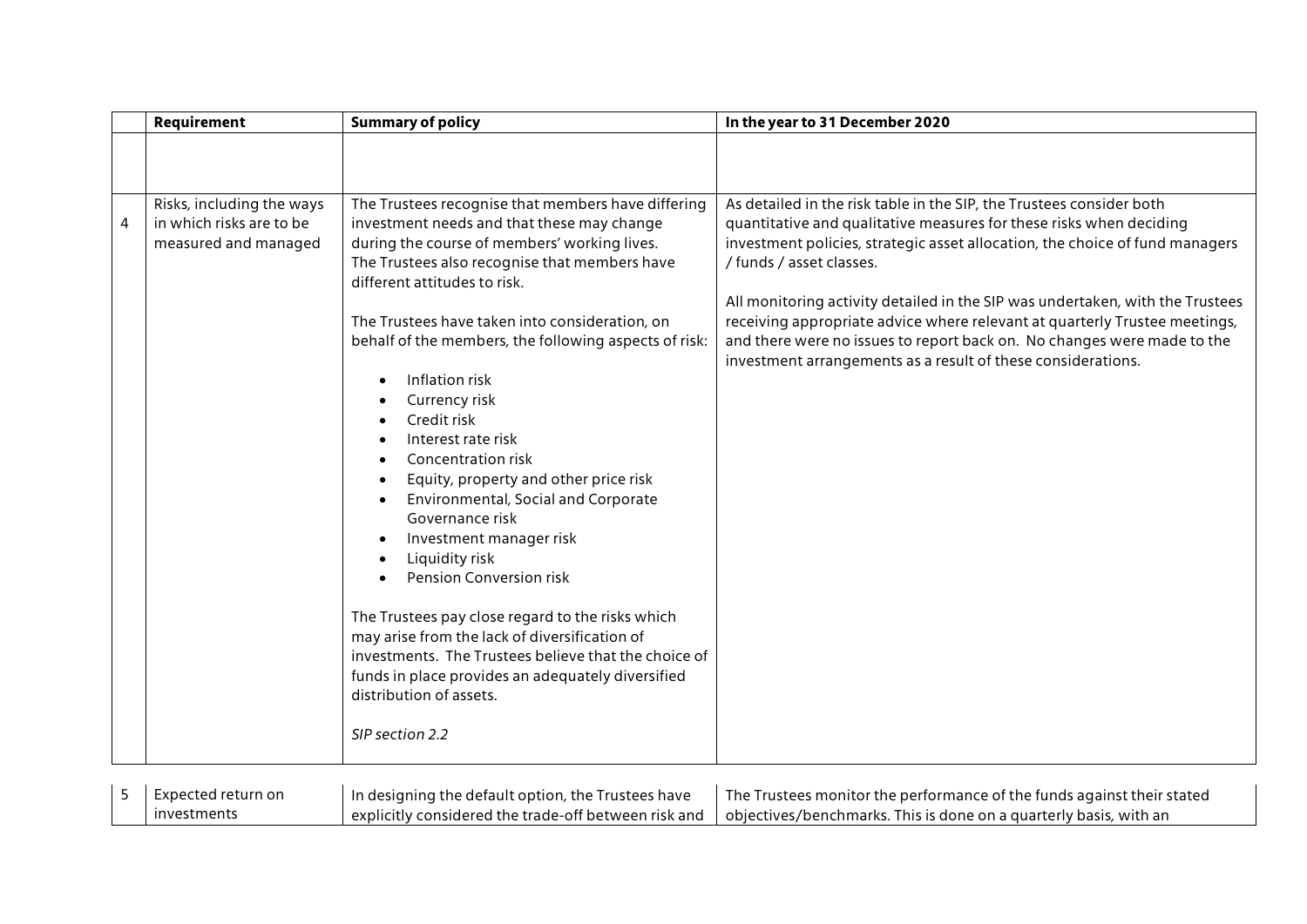| | Requirement | Summary of policy | In the year to 31 December 2020 |
|---|---|---|---|
| | | | |
| 4 | Risks, including the ways in which risks are to be measured and managed | The Trustees recognise that members have differing investment needs and that these may change during the course of members' working lives. The Trustees also recognise that members have different attitudes to risk.<br><br>The Trustees have taken into consideration, on behalf of the members, the following aspects of risk:<br><br>• Inflation risk<br>• Currency risk<br>• Credit risk<br>• Interest rate risk<br>• Concentration risk<br>• Equity, property and other price risk<br>• Environmental, Social and Corporate Governance risk<br>• Investment manager risk<br>• Liquidity risk<br>• Pension Conversion risk<br><br>The Trustees pay close regard to the risks which may arise from the lack of diversification of investments. The Trustees believe that the choice of funds in place provides an adequately diversified distribution of assets.<br><br>*SIP section 2.2* | As detailed in the risk table in the SIP, the Trustees consider both quantitative and qualitative measures for these risks when deciding investment policies, strategic asset allocation, the choice of fund managers / funds / asset classes.<br><br>All monitoring activity detailed in the SIP was undertaken, with the Trustees receiving appropriate advice where relevant at quarterly Trustee meetings, and there were no issues to report back on. No changes were made to the investment arrangements as a result of these considerations. |
| 5 | Expected return on investments | In designing the default option, the Trustees have explicitly considered the trade-off between risk and | The Trustees monitor the performance of the funds against their stated objectives/benchmarks. This is done on a quarterly basis, with an |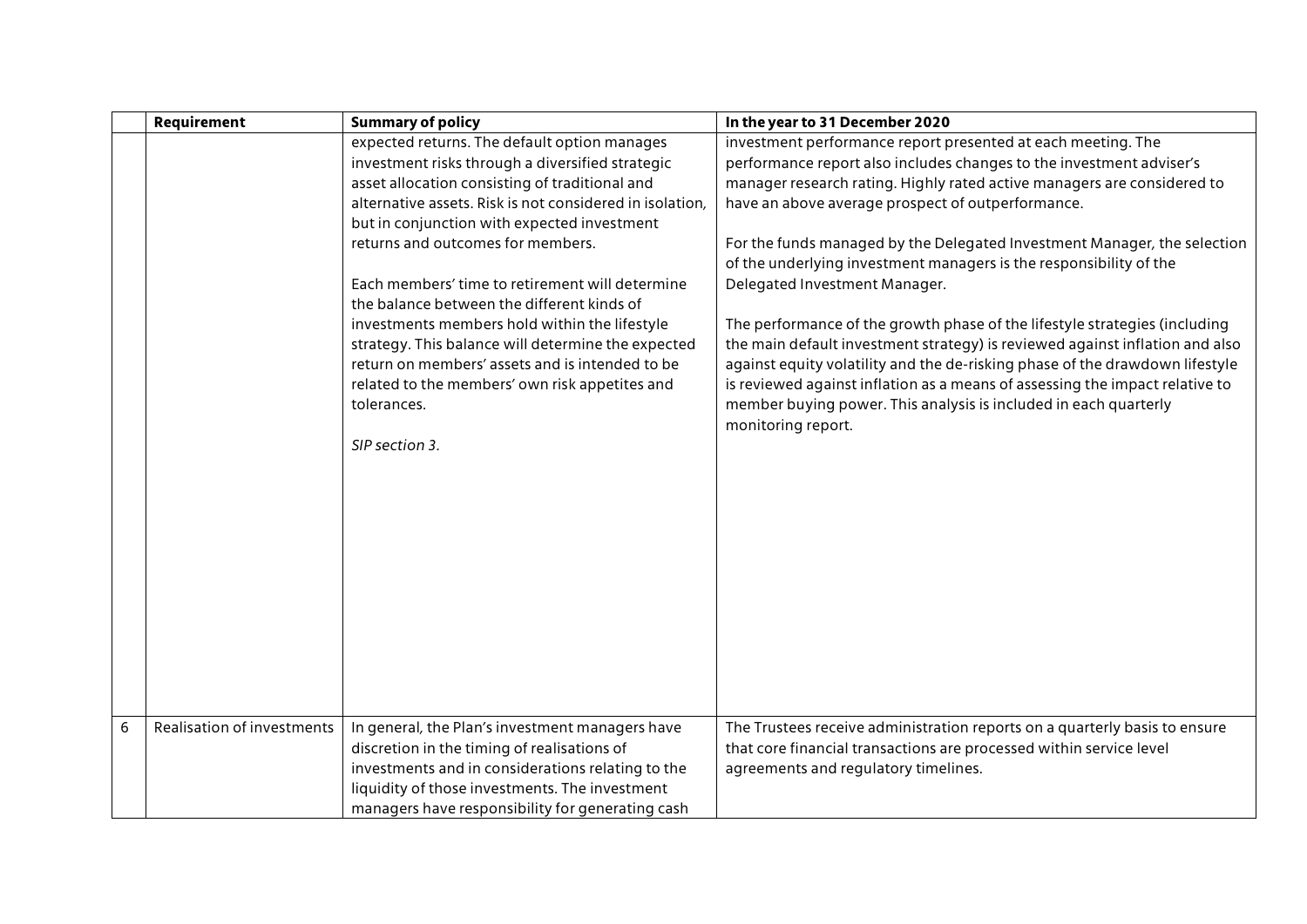|  | Requirement | Summary of policy | In the year to 31 December 2020 |
|---|---|---|---|
|  |  | expected returns. The default option manages investment risks through a diversified strategic asset allocation consisting of traditional and alternative assets. Risk is not considered in isolation, but in conjunction with expected investment returns and outcomes for members.<br><br>Each members' time to retirement will determine the balance between the different kinds of investments members hold within the lifestyle strategy. This balance will determine the expected return on members' assets and is intended to be related to the members' own risk appetites and tolerances.<br><br>*SIP section 3.* | investment performance report presented at each meeting. The performance report also includes changes to the investment adviser's manager research rating. Highly rated active managers are considered to have an above average prospect of outperformance.<br><br>For the funds managed by the Delegated Investment Manager, the selection of the underlying investment managers is the responsibility of the Delegated Investment Manager.<br><br>The performance of the growth phase of the lifestyle strategies (including the main default investment strategy) is reviewed against inflation and also against equity volatility and the de-risking phase of the drawdown lifestyle is reviewed against inflation as a means of assessing the impact relative to member buying power. This analysis is included in each quarterly monitoring report. |
| 6 | Realisation of investments | In general, the Plan's investment managers have discretion in the timing of realisations of investments and in considerations relating to the liquidity of those investments. The investment managers have responsibility for generating cash | The Trustees receive administration reports on a quarterly basis to ensure that core financial transactions are processed within service level agreements and regulatory timelines. |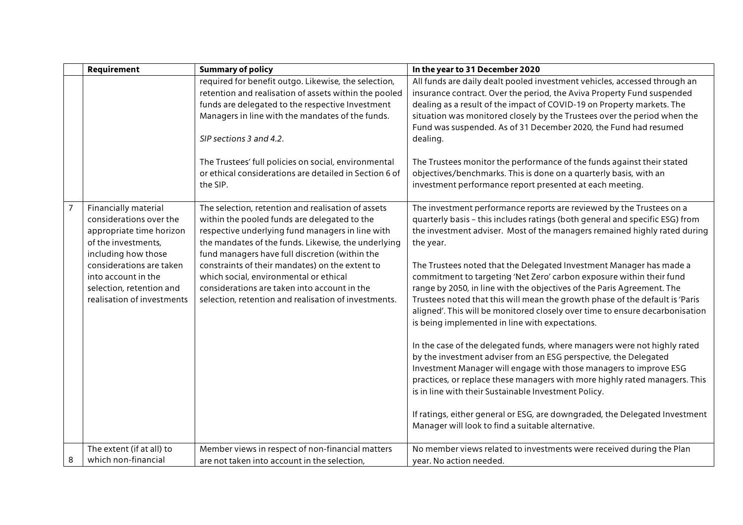| | Requirement | Summary of policy | In the year to 31 December 2020 |
|---|---|---|---|
| | | required for benefit outgo. Likewise, the selection, retention and realisation of assets within the pooled funds are delegated to the respective Investment Managers in line with the mandates of the funds.<br><br>*SIP sections 3 and 4.2.*<br><br>The Trustees' full policies on social, environmental or ethical considerations are detailed in Section 6 of the SIP. | All funds are daily dealt pooled investment vehicles, accessed through an insurance contract. Over the period, the Aviva Property Fund suspended dealing as a result of the impact of COVID-19 on Property markets. The situation was monitored closely by the Trustees over the period when the Fund was suspended. As of 31 December 2020, the Fund had resumed dealing.<br><br>The Trustees monitor the performance of the funds against their stated objectives/benchmarks. This is done on a quarterly basis, with an investment performance report presented at each meeting. |
| 7 | Financially material considerations over the appropriate time horizon of the investments, including how those considerations are taken into account in the selection, retention and realisation of investments | The selection, retention and realisation of assets within the pooled funds are delegated to the respective underlying fund managers in line with the mandates of the funds. Likewise, the underlying fund managers have full discretion (within the constraints of their mandates) on the extent to which social, environmental or ethical considerations are taken into account in the selection, retention and realisation of investments. | The investment performance reports are reviewed by the Trustees on a quarterly basis – this includes ratings (both general and specific ESG) from the investment adviser. Most of the managers remained highly rated during the year.<br><br>The Trustees noted that the Delegated Investment Manager has made a commitment to targeting 'Net Zero' carbon exposure within their fund range by 2050, in line with the objectives of the Paris Agreement. The Trustees noted that this will mean the growth phase of the default is 'Paris aligned'. This will be monitored closely over time to ensure decarbonisation is being implemented in line with expectations.<br><br>In the case of the delegated funds, where managers were not highly rated by the investment adviser from an ESG perspective, the Delegated Investment Manager will engage with those managers to improve ESG practices, or replace these managers with more highly rated managers. This is in line with their Sustainable Investment Policy.<br><br>If ratings, either general or ESG, are downgraded, the Delegated Investment Manager will look to find a suitable alternative. |
| 8 | The extent (if at all) to which non-financial | Member views in respect of non-financial matters are not taken into account in the selection, | No member views related to investments were received during the Plan year. No action needed. |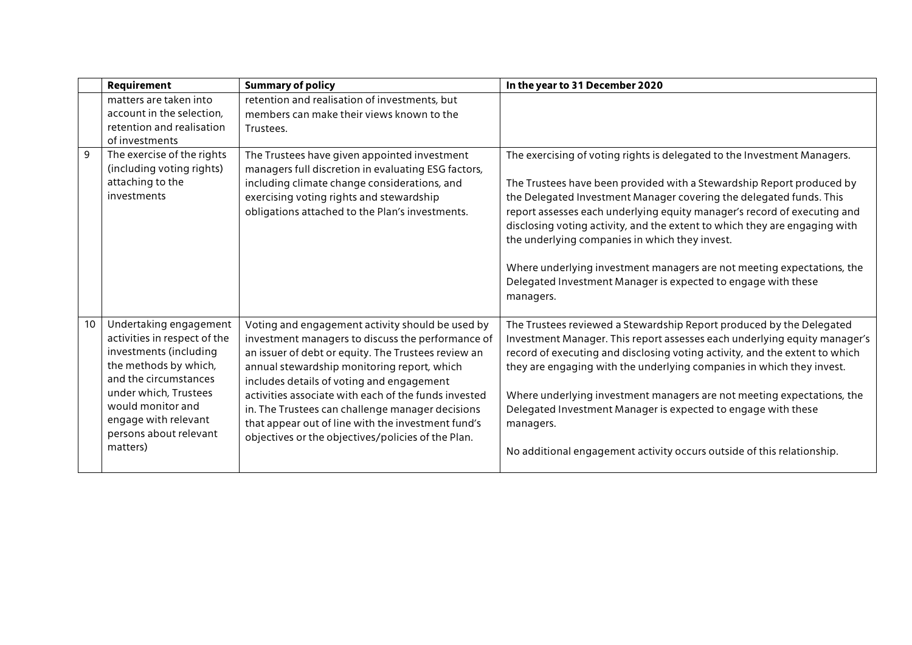| | Requirement | Summary of policy | In the year to 31 December 2020 |
|---|---|---|---|
| | matters are taken into account in the selection, retention and realisation of investments | retention and realisation of investments, but members can make their views known to the Trustees. | |
| 9 | The exercise of the rights (including voting rights) attaching to the investments | The Trustees have given appointed investment managers full discretion in evaluating ESG factors, including climate change considerations, and exercising voting rights and stewardship obligations attached to the Plan's investments. | The exercising of voting rights is delegated to the Investment Managers.<br><br>The Trustees have been provided with a Stewardship Report produced by the Delegated Investment Manager covering the delegated funds. This report assesses each underlying equity manager's record of executing and disclosing voting activity, and the extent to which they are engaging with the underlying companies in which they invest.<br><br>Where underlying investment managers are not meeting expectations, the Delegated Investment Manager is expected to engage with these managers. |
| 10 | Undertaking engagement activities in respect of the investments (including the methods by which, and the circumstances under which, Trustees would monitor and engage with relevant persons about relevant matters) | Voting and engagement activity should be used by investment managers to discuss the performance of an issuer of debt or equity. The Trustees review an annual stewardship monitoring report, which includes details of voting and engagement activities associate with each of the funds invested in. The Trustees can challenge manager decisions that appear out of line with the investment fund's objectives or the objectives/policies of the Plan. | The Trustees reviewed a Stewardship Report produced by the Delegated Investment Manager. This report assesses each underlying equity manager's record of executing and disclosing voting activity, and the extent to which they are engaging with the underlying companies in which they invest.<br><br>Where underlying investment managers are not meeting expectations, the Delegated Investment Manager is expected to engage with these managers.<br><br>No additional engagement activity occurs outside of this relationship. |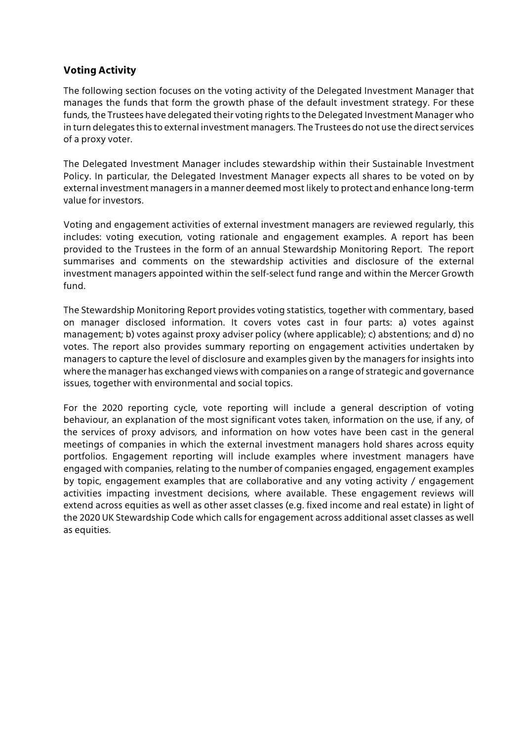### Voting Activity

The following section focuses on the voting activity of the Delegated Investment Manager that manages the funds that form the growth phase of the default investment strategy. For these funds, the Trustees have delegated their voting rights to the Delegated Investment Manager who in turn delegates this to external investment managers. The Trustees do not use the direct services of a proxy voter.

The Delegated Investment Manager includes stewardship within their Sustainable Investment Policy. In particular, the Delegated Investment Manager expects all shares to be voted on by external investment managers in a manner deemed most likely to protect and enhance long-term value for investors.

Voting and engagement activities of external investment managers are reviewed regularly, this includes: voting execution, voting rationale and engagement examples. A report has been provided to the Trustees in the form of an annual Stewardship Monitoring Report. The report summarises and comments on the stewardship activities and disclosure of the external investment managers appointed within the self-select fund range and within the Mercer Growth fund.

The Stewardship Monitoring Report provides voting statistics, together with commentary, based on manager disclosed information. It covers votes cast in four parts: a) votes against management; b) votes against proxy adviser policy (where applicable); c) abstentions; and d) no votes. The report also provides summary reporting on engagement activities undertaken by managers to capture the level of disclosure and examples given by the managers for insights into where the manager has exchanged views with companies on a range of strategic and governance issues, together with environmental and social topics.

For the 2020 reporting cycle, vote reporting will include a general description of voting behaviour, an explanation of the most significant votes taken, information on the use, if any, of the services of proxy advisors, and information on how votes have been cast in the general meetings of companies in which the external investment managers hold shares across equity portfolios. Engagement reporting will include examples where investment managers have engaged with companies, relating to the number of companies engaged, engagement examples by topic, engagement examples that are collaborative and any voting activity / engagement activities impacting investment decisions, where available. These engagement reviews will extend across equities as well as other asset classes (e.g. fixed income and real estate) in light of the 2020 UK Stewardship Code which calls for engagement across additional asset classes as well as equities.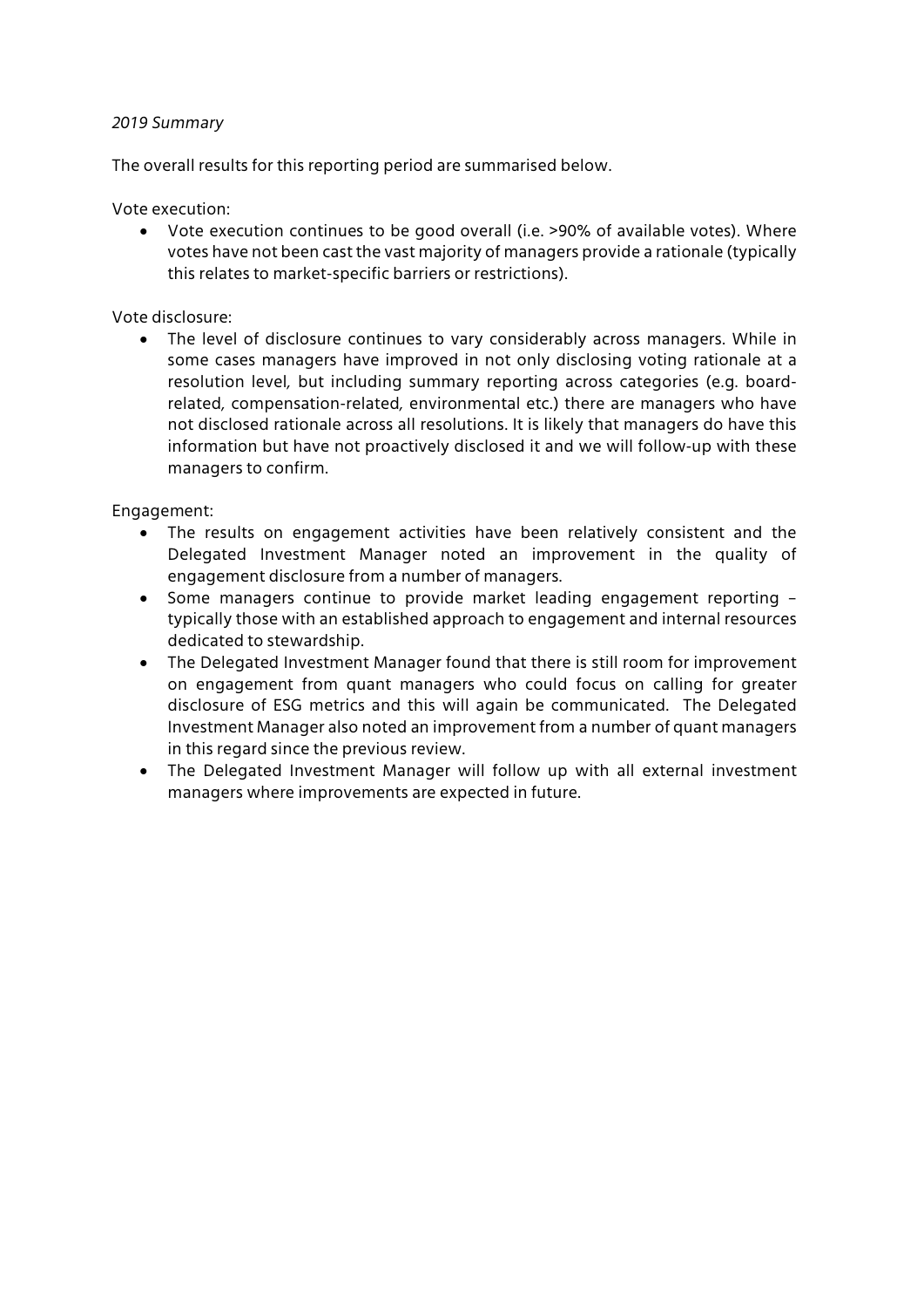*2019 Summary*

The overall results for this reporting period are summarised below.

Vote execution:

- Vote execution continues to be good overall (i.e. >90% of available votes). Where votes have not been cast the vast majority of managers provide a rationale (typically this relates to market-specific barriers or restrictions).

Vote disclosure:

- The level of disclosure continues to vary considerably across managers. While in some cases managers have improved in not only disclosing voting rationale at a resolution level, but including summary reporting across categories (e.g. board-related, compensation-related, environmental etc.) there are managers who have not disclosed rationale across all resolutions. It is likely that managers do have this information but have not proactively disclosed it and we will follow-up with these managers to confirm.

Engagement:

- The results on engagement activities have been relatively consistent and the Delegated Investment Manager noted an improvement in the quality of engagement disclosure from a number of managers.
- Some managers continue to provide market leading engagement reporting – typically those with an established approach to engagement and internal resources dedicated to stewardship.
- The Delegated Investment Manager found that there is still room for improvement on engagement from quant managers who could focus on calling for greater disclosure of ESG metrics and this will again be communicated. The Delegated Investment Manager also noted an improvement from a number of quant managers in this regard since the previous review.
- The Delegated Investment Manager will follow up with all external investment managers where improvements are expected in future.